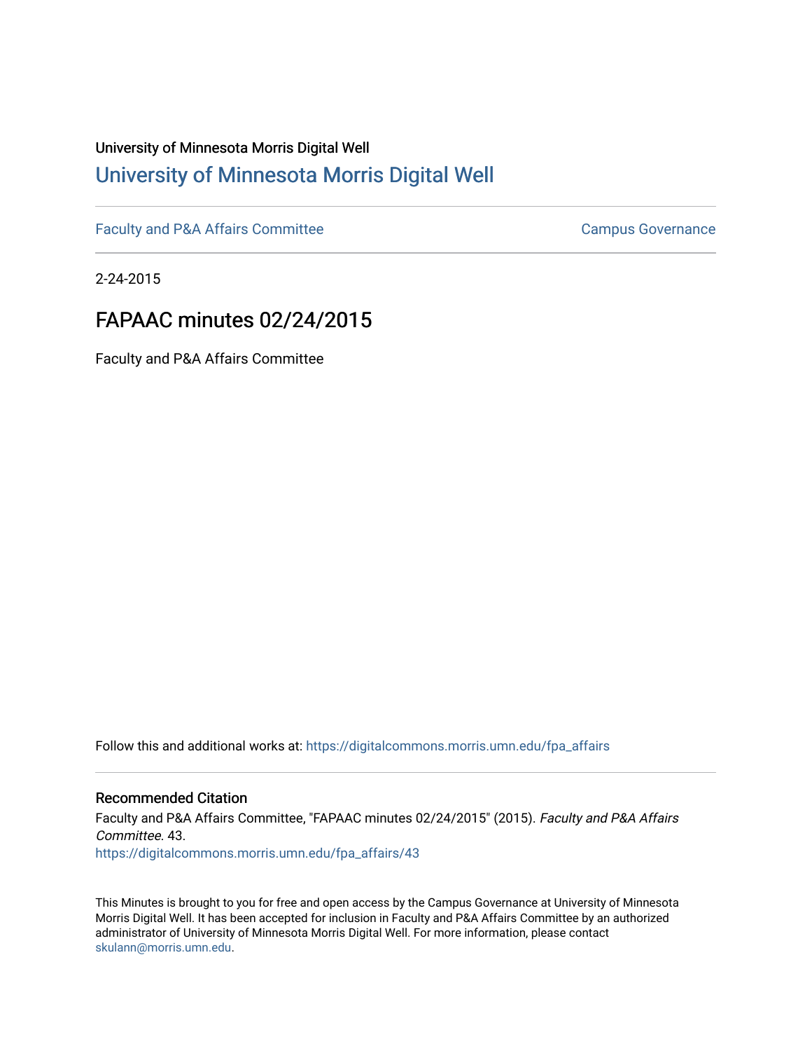University of Minnesota Morris Digital Well

# University of Minnesota Morris Digital Well

Faculty and P&A Affairs Committee

Campus Governance

2-24-2015

## FAPAAC minutes 02/24/2015

Faculty and P&A Affairs Committee

Follow this and additional works at: https://digitalcommons.morris.umn.edu/fpa_affairs

### Recommended Citation

Faculty and P&A Affairs Committee, "FAPAAC minutes 02/24/2015" (2015). *Faculty and P&A Affairs Committee*. 43.
https://digitalcommons.morris.umn.edu/fpa_affairs/43

This Minutes is brought to you for free and open access by the Campus Governance at University of Minnesota Morris Digital Well. It has been accepted for inclusion in Faculty and P&A Affairs Committee by an authorized administrator of University of Minnesota Morris Digital Well. For more information, please contact skulann@morris.umn.edu.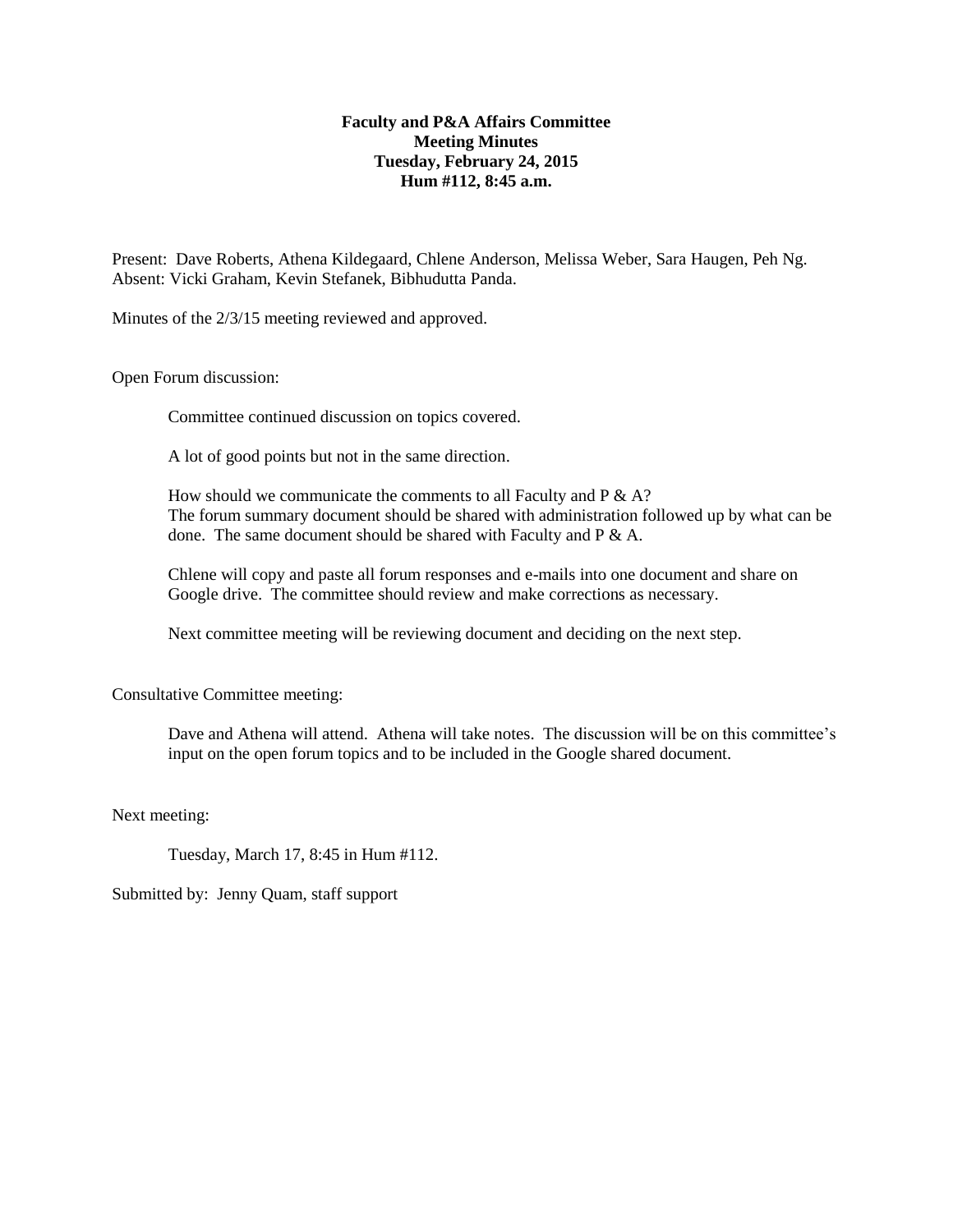**Faculty and P&A Affairs Committee**
**Meeting Minutes**
**Tuesday, February 24, 2015**
**Hum #112, 8:45 a.m.**

Present: Dave Roberts, Athena Kildegaard, Chlene Anderson, Melissa Weber, Sara Haugen, Peh Ng.
Absent: Vicki Graham, Kevin Stefanek, Bibhudutta Panda.

Minutes of the 2/3/15 meeting reviewed and approved.

Open Forum discussion:

Committee continued discussion on topics covered.

A lot of good points but not in the same direction.

How should we communicate the comments to all Faculty and P & A?
The forum summary document should be shared with administration followed up by what can be done. The same document should be shared with Faculty and P & A.

Chlene will copy and paste all forum responses and e-mails into one document and share on Google drive. The committee should review and make corrections as necessary.

Next committee meeting will be reviewing document and deciding on the next step.

Consultative Committee meeting:

Dave and Athena will attend. Athena will take notes. The discussion will be on this committee's input on the open forum topics and to be included in the Google shared document.

Next meeting:

Tuesday, March 17, 8:45 in Hum #112.

Submitted by: Jenny Quam, staff support